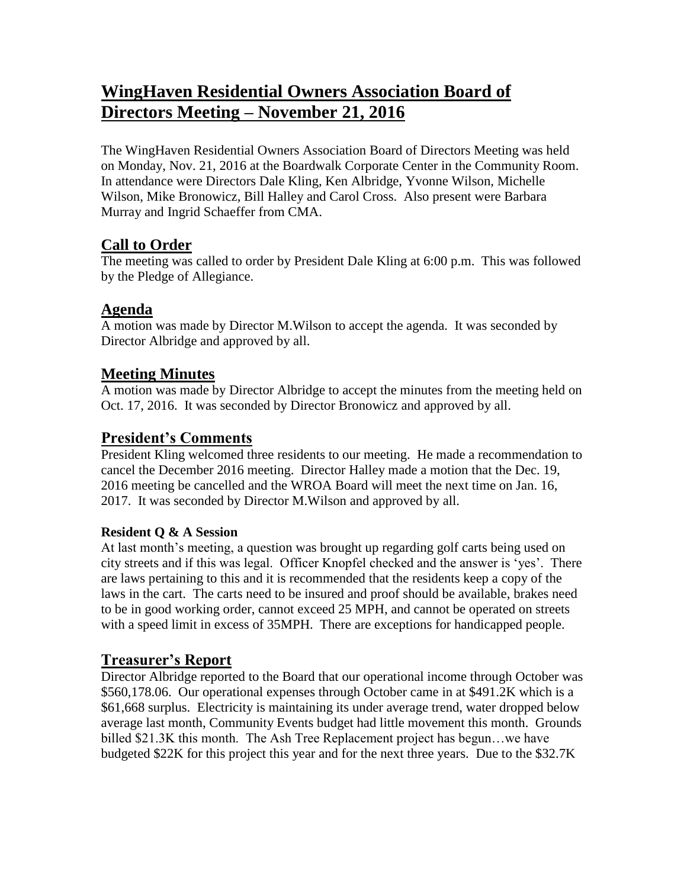# WingHaven Residential Owners Association Board of Directors Meeting – November 21, 2016

The WingHaven Residential Owners Association Board of Directors Meeting was held on Monday, Nov. 21, 2016 at the Boardwalk Corporate Center in the Community Room. In attendance were Directors Dale Kling, Ken Albridge, Yvonne Wilson, Michelle Wilson, Mike Bronowicz, Bill Halley and Carol Cross. Also present were Barbara Murray and Ingrid Schaeffer from CMA.

## Call to Order

The meeting was called to order by President Dale Kling at 6:00 p.m. This was followed by the Pledge of Allegiance.

## Agenda

A motion was made by Director M.Wilson to accept the agenda. It was seconded by Director Albridge and approved by all.

## Meeting Minutes

A motion was made by Director Albridge to accept the minutes from the meeting held on Oct. 17, 2016. It was seconded by Director Bronowicz and approved by all.

## President's Comments

President Kling welcomed three residents to our meeting. He made a recommendation to cancel the December 2016 meeting. Director Halley made a motion that the Dec. 19, 2016 meeting be cancelled and the WROA Board will meet the next time on Jan. 16, 2017. It was seconded by Director M.Wilson and approved by all.

#### Resident Q & A Session

At last month's meeting, a question was brought up regarding golf carts being used on city streets and if this was legal. Officer Knopfel checked and the answer is 'yes'. There are laws pertaining to this and it is recommended that the residents keep a copy of the laws in the cart. The carts need to be insured and proof should be available, brakes need to be in good working order, cannot exceed 25 MPH, and cannot be operated on streets with a speed limit in excess of 35MPH. There are exceptions for handicapped people.

## Treasurer's Report

Director Albridge reported to the Board that our operational income through October was $560,178.06. Our operational expenses through October came in at $491.2K which is a $61,668 surplus. Electricity is maintaining its under average trend, water dropped below average last month, Community Events budget had little movement this month. Grounds billed $21.3K this month. The Ash Tree Replacement project has begun…we have budgeted $22K for this project this year and for the next three years. Due to the $32.7K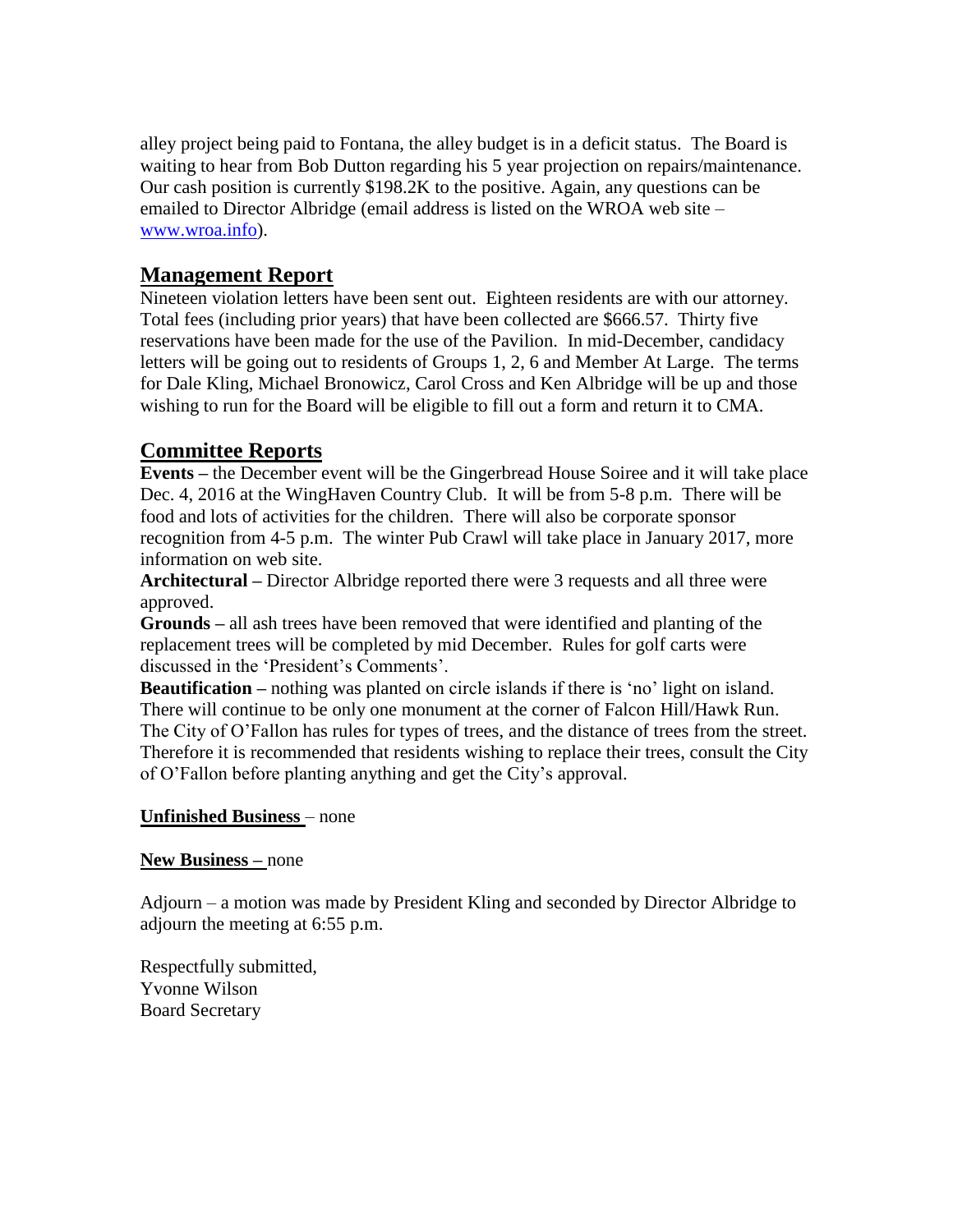alley project being paid to Fontana, the alley budget is in a deficit status. The Board is waiting to hear from Bob Dutton regarding his 5 year projection on repairs/maintenance. Our cash position is currently $198.2K to the positive. Again, any questions can be emailed to Director Albridge (email address is listed on the WROA web site – www.wroa.info).

## Management Report

Nineteen violation letters have been sent out. Eighteen residents are with our attorney. Total fees (including prior years) that have been collected are $666.57. Thirty five reservations have been made for the use of the Pavilion. In mid-December, candidacy letters will be going out to residents of Groups 1, 2, 6 and Member At Large. The terms for Dale Kling, Michael Bronowicz, Carol Cross and Ken Albridge will be up and those wishing to run for the Board will be eligible to fill out a form and return it to CMA.

## Committee Reports

**Events –** the December event will be the Gingerbread House Soiree and it will take place Dec. 4, 2016 at the WingHaven Country Club. It will be from 5-8 p.m. There will be food and lots of activities for the children. There will also be corporate sponsor recognition from 4-5 p.m. The winter Pub Crawl will take place in January 2017, more information on web site.

**Architectural –** Director Albridge reported there were 3 requests and all three were approved.

**Grounds –** all ash trees have been removed that were identified and planting of the replacement trees will be completed by mid December. Rules for golf carts were discussed in the 'President's Comments'.

**Beautification –** nothing was planted on circle islands if there is 'no' light on island. There will continue to be only one monument at the corner of Falcon Hill/Hawk Run. The City of O'Fallon has rules for types of trees, and the distance of trees from the street. Therefore it is recommended that residents wishing to replace their trees, consult the City of O'Fallon before planting anything and get the City's approval.

**Unfinished Business** – none

**New Business –** none

Adjourn – a motion was made by President Kling and seconded by Director Albridge to adjourn the meeting at 6:55 p.m.

Respectfully submitted,
Yvonne Wilson
Board Secretary